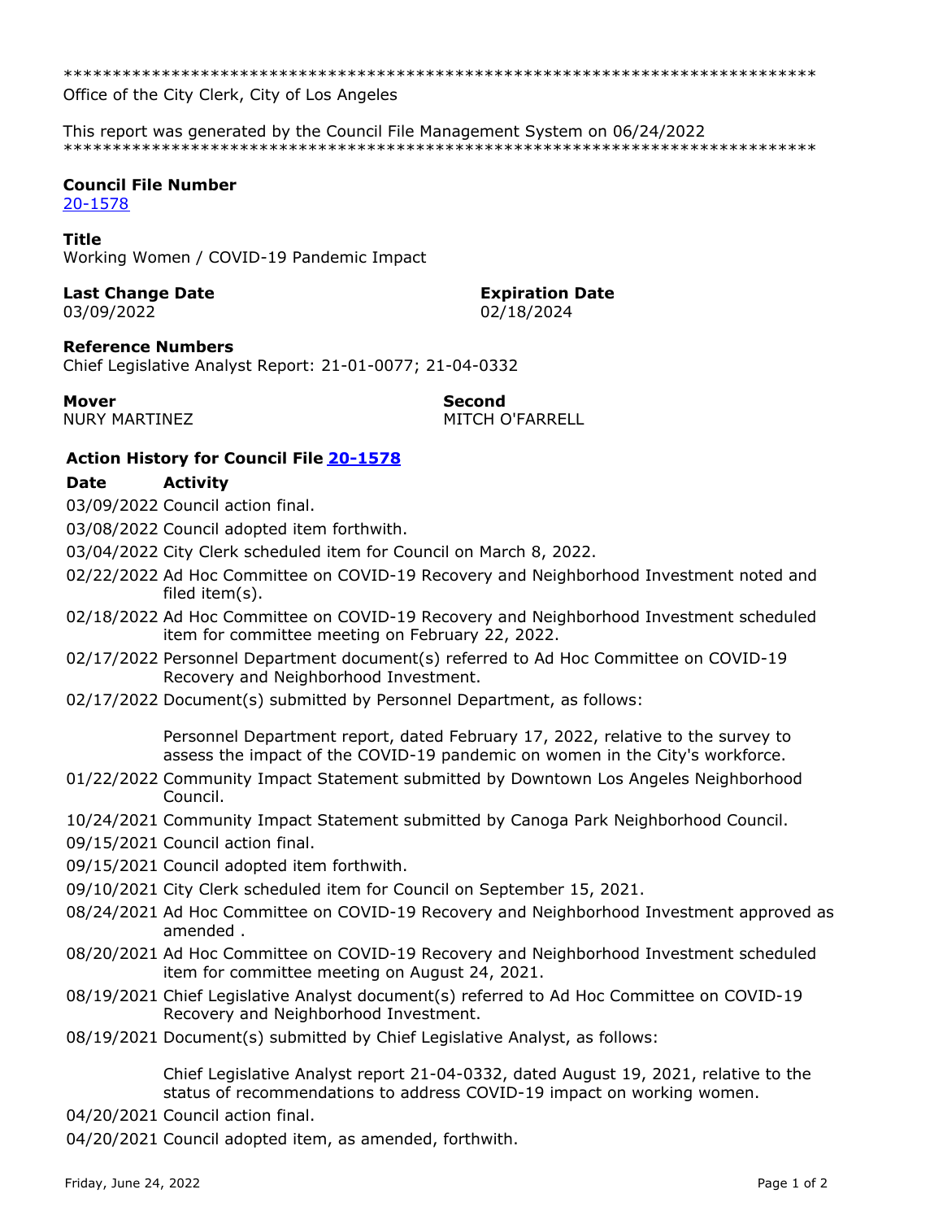******************************************************************************
Office of the City Clerk, City of Los Angeles

This report was generated by the Council File Management System on 06/24/2022
******************************************************************************

**Council File Number**
20-1578

**Title**
Working Women / COVID-19 Pandemic Impact

**Last Change Date**
03/09/2022

**Expiration Date**
02/18/2024

**Reference Numbers**
Chief Legislative Analyst Report: 21-01-0077; 21-04-0332

**Mover**
NURY MARTINEZ

**Second**
MITCH O'FARRELL

### Action History for Council File 20-1578

| Date | Activity |
| --- | --- |
| 03/09/2022 | Council action final. |
| 03/08/2022 | Council adopted item forthwith. |
| 03/04/2022 | City Clerk scheduled item for Council on March 8, 2022. |
| 02/22/2022 | Ad Hoc Committee on COVID-19 Recovery and Neighborhood Investment noted and filed item(s). |
| 02/18/2022 | Ad Hoc Committee on COVID-19 Recovery and Neighborhood Investment scheduled item for committee meeting on February 22, 2022. |
| 02/17/2022 | Personnel Department document(s) referred to Ad Hoc Committee on COVID-19 Recovery and Neighborhood Investment. |
| 02/17/2022 | Document(s) submitted by Personnel Department, as follows:<br><br>Personnel Department report, dated February 17, 2022, relative to the survey to assess the impact of the COVID-19 pandemic on women in the City's workforce. |
| 01/22/2022 | Community Impact Statement submitted by Downtown Los Angeles Neighborhood Council. |
| 10/24/2021 | Community Impact Statement submitted by Canoga Park Neighborhood Council. |
| 09/15/2021 | Council action final. |
| 09/15/2021 | Council adopted item forthwith. |
| 09/10/2021 | City Clerk scheduled item for Council on September 15, 2021. |
| 08/24/2021 | Ad Hoc Committee on COVID-19 Recovery and Neighborhood Investment approved as amended . |
| 08/20/2021 | Ad Hoc Committee on COVID-19 Recovery and Neighborhood Investment scheduled item for committee meeting on August 24, 2021. |
| 08/19/2021 | Chief Legislative Analyst document(s) referred to Ad Hoc Committee on COVID-19 Recovery and Neighborhood Investment. |
| 08/19/2021 | Document(s) submitted by Chief Legislative Analyst, as follows:<br><br>Chief Legislative Analyst report 21-04-0332, dated August 19, 2021, relative to the status of recommendations to address COVID-19 impact on working women. |
| 04/20/2021 | Council action final. |
| 04/20/2021 | Council adopted item, as amended, forthwith. |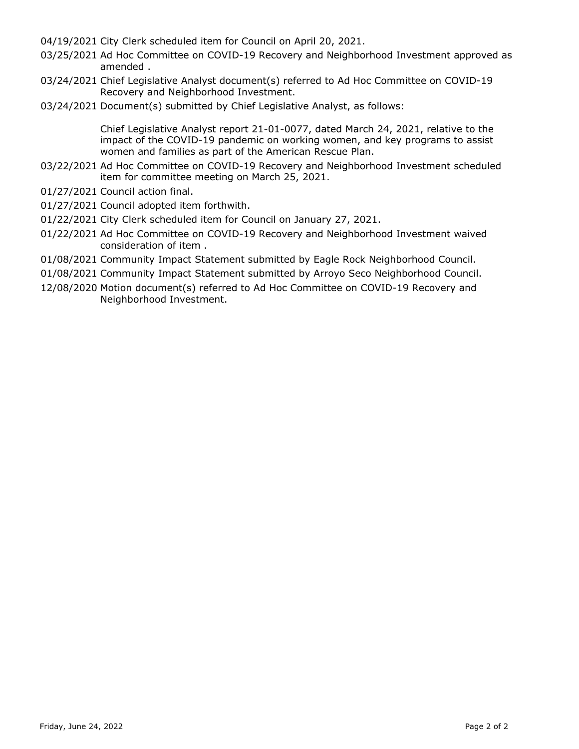04/19/2021 City Clerk scheduled item for Council on April 20, 2021.

03/25/2021 Ad Hoc Committee on COVID-19 Recovery and Neighborhood Investment approved as amended .

03/24/2021 Chief Legislative Analyst document(s) referred to Ad Hoc Committee on COVID-19 Recovery and Neighborhood Investment.

03/24/2021 Document(s) submitted by Chief Legislative Analyst, as follows:

Chief Legislative Analyst report 21-01-0077, dated March 24, 2021, relative to the impact of the COVID-19 pandemic on working women, and key programs to assist women and families as part of the American Rescue Plan.

03/22/2021 Ad Hoc Committee on COVID-19 Recovery and Neighborhood Investment scheduled item for committee meeting on March 25, 2021.

01/27/2021 Council action final.

01/27/2021 Council adopted item forthwith.

01/22/2021 City Clerk scheduled item for Council on January 27, 2021.

01/22/2021 Ad Hoc Committee on COVID-19 Recovery and Neighborhood Investment waived consideration of item .

01/08/2021 Community Impact Statement submitted by Eagle Rock Neighborhood Council.

01/08/2021 Community Impact Statement submitted by Arroyo Seco Neighborhood Council.

12/08/2020 Motion document(s) referred to Ad Hoc Committee on COVID-19 Recovery and Neighborhood Investment.